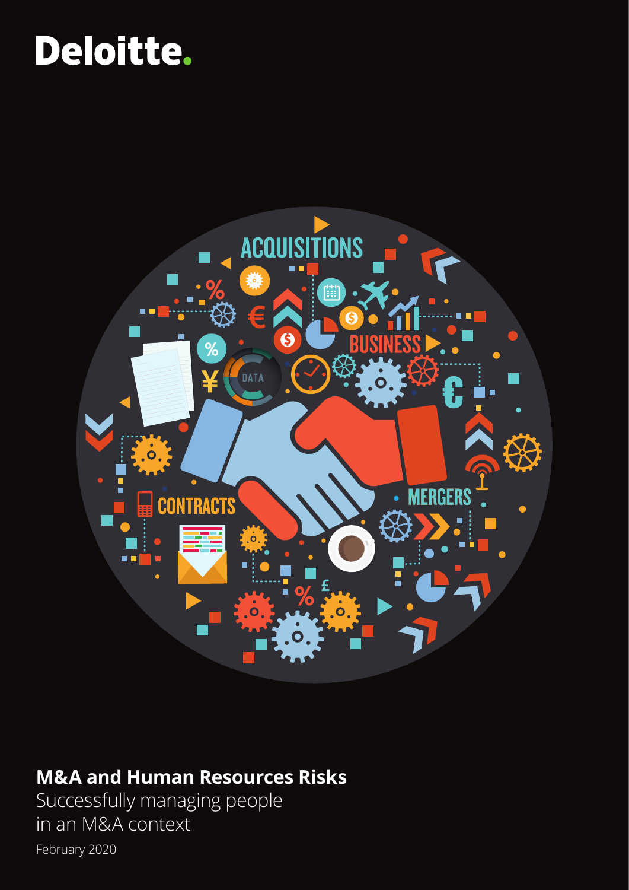Deloitte.

# M&A and Human Resources Risks

Successfully managing people in an M&A context

February 2020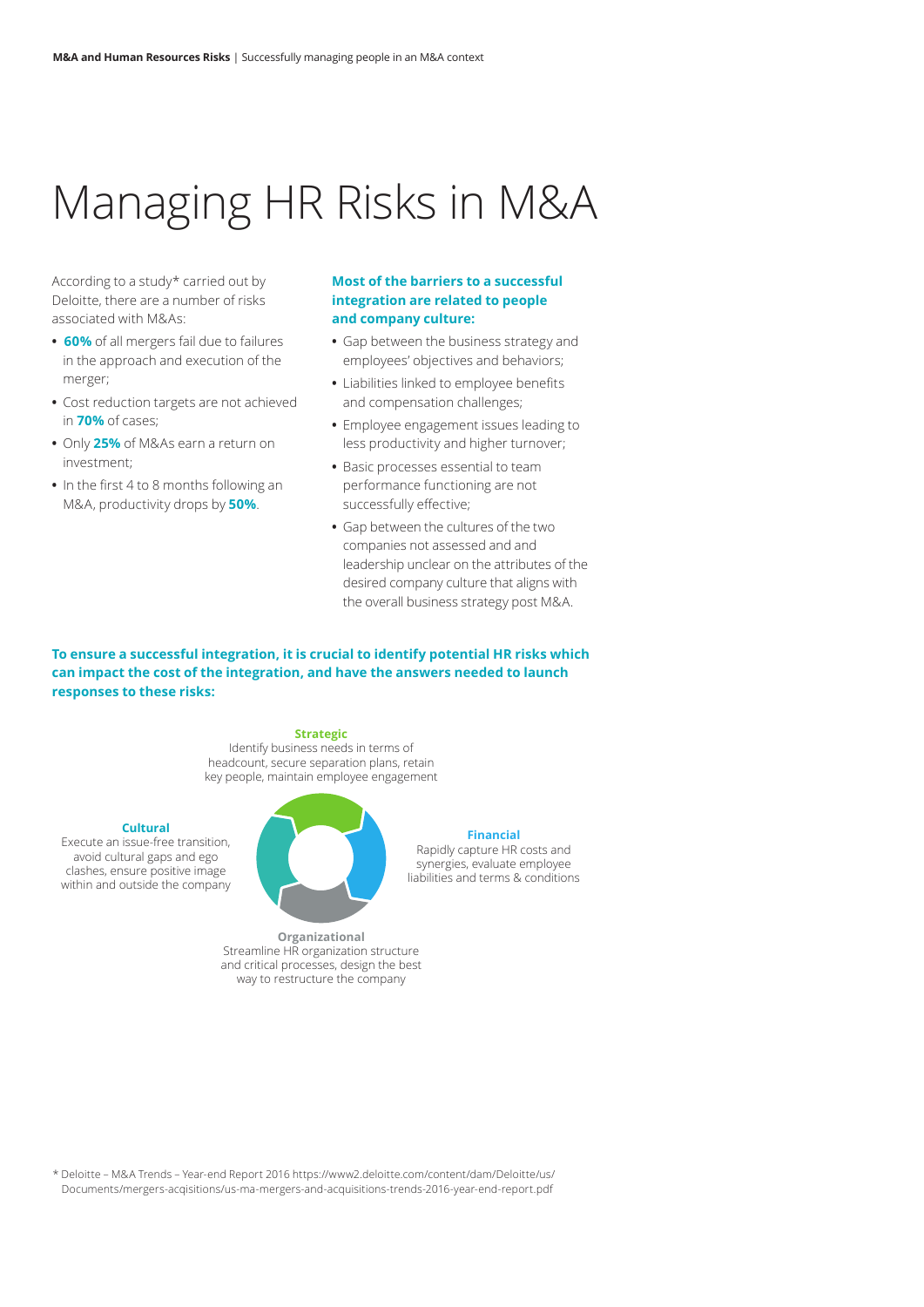# Managing HR Risks in M&A

According to a study* carried out by Deloitte, there are a number of risks associated with M&As:

- **60%** of all mergers fail due to failures in the approach and execution of the merger;
- Cost reduction targets are not achieved in **70%** of cases;
- Only **25%** of M&As earn a return on investment;
- In the first 4 to 8 months following an M&A, productivity drops by **50%**.

**Most of the barriers to a successful integration are related to people and company culture:**

- Gap between the business strategy and employees' objectives and behaviors;
- Liabilities linked to employee benefits and compensation challenges;
- Employee engagement issues leading to less productivity and higher turnover;
- Basic processes essential to team performance functioning are not successfully effective;
- Gap between the cultures of the two companies not assessed and and leadership unclear on the attributes of the desired company culture that aligns with the overall business strategy post M&A.

**To ensure a successful integration, it is crucial to identify potential HR risks which can impact the cost of the integration, and have the answers needed to launch responses to these risks:**

**Strategic**
Identify business needs in terms of headcount, secure separation plans, retain key people, maintain employee engagement

**Cultural**
Execute an issue-free transition, avoid cultural gaps and ego clashes, ensure positive image within and outside the company

**Financial**
Rapidly capture HR costs and synergies, evaluate employee liabilities and terms & conditions

**Organizational**
Streamline HR organization structure and critical processes, design the best way to restructure the company

\* Deloitte – M&A Trends – Year-end Report 2016 https://www2.deloitte.com/content/dam/Deloitte/us/Documents/mergers-acqisitions/us-ma-mergers-and-acquisitions-trends-2016-year-end-report.pdf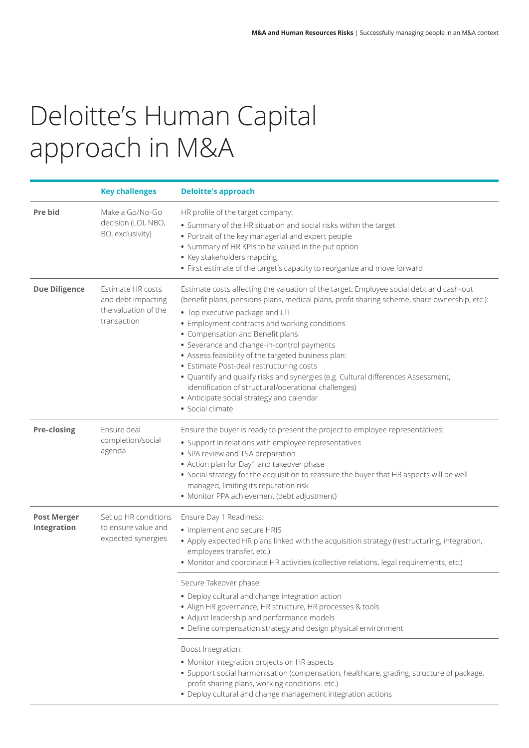# Deloitte's Human Capital approach in M&A

| | Key challenges | Deloitte's approach |
|---|---|---|
| **Pre bid** | Make a Go/No-Go decision (LOI, NBO, BO, exclusivity) | HR profile of the target company:<br>• Summary of the HR situation and social risks within the target<br>• Portrait of the key managerial and expert people<br>• Summary of HR KPIs to be valued in the put option<br>• Key stakeholders mapping<br>• First estimate of the target's capacity to reorganize and move forward |
| **Due Diligence** | Estimate HR costs and debt impacting the valuation of the transaction | Estimate costs affecting the valuation of the target: Employee social debt and cash-out (benefit plans, pensions plans, medical plans, profit sharing scheme, share ownership, etc.):<br>• Top executive package and LTI<br>• Employment contracts and working conditions<br>• Compensation and Benefit plans<br>• Severance and change-in-control payments<br>• Assess feasibility of the targeted business plan:<br>• Estimate Post-deal restructuring costs<br>• Quantify and qualify risks and synergies (e.g. Cultural differences Assessment, identification of structural/operational challenges)<br>• Anticipate social strategy and calendar<br>• Social climate |
| **Pre-closing** | Ensure deal completion/social agenda | Ensure the buyer is ready to present the project to employee representatives:<br>• Support in relations with employee representatives<br>• SPA review and TSA preparation<br>• Action plan for Day1 and takeover phase<br>• Social strategy for the acquisition to reassure the buyer that HR aspects will be well managed, limiting its reputation risk<br>• Monitor PPA achievement (debt adjustment) |
| **Post Merger Integration** | Set up HR conditions to ensure value and expected synergies | Ensure Day 1 Readiness:<br>• Implement and secure HRIS<br>• Apply expected HR plans linked with the acquisition strategy (restructuring, integration, employees transfer, etc.)<br>• Monitor and coordinate HR activities (collective relations, legal requirements, etc.) |
| | | Secure Takeover phase:<br>• Deploy cultural and change integration action<br>• Align HR governance, HR structure, HR processes & tools<br>• Adjust leadership and performance models<br>• Define compensation strategy and design physical environment |
| | | Boost Integration:<br>• Monitor integration projects on HR aspects<br>• Support social harmonisation (compensation, healthcare, grading, structure of package, profit sharing plans, working conditions. etc.)<br>• Deploy cultural and change management integration actions |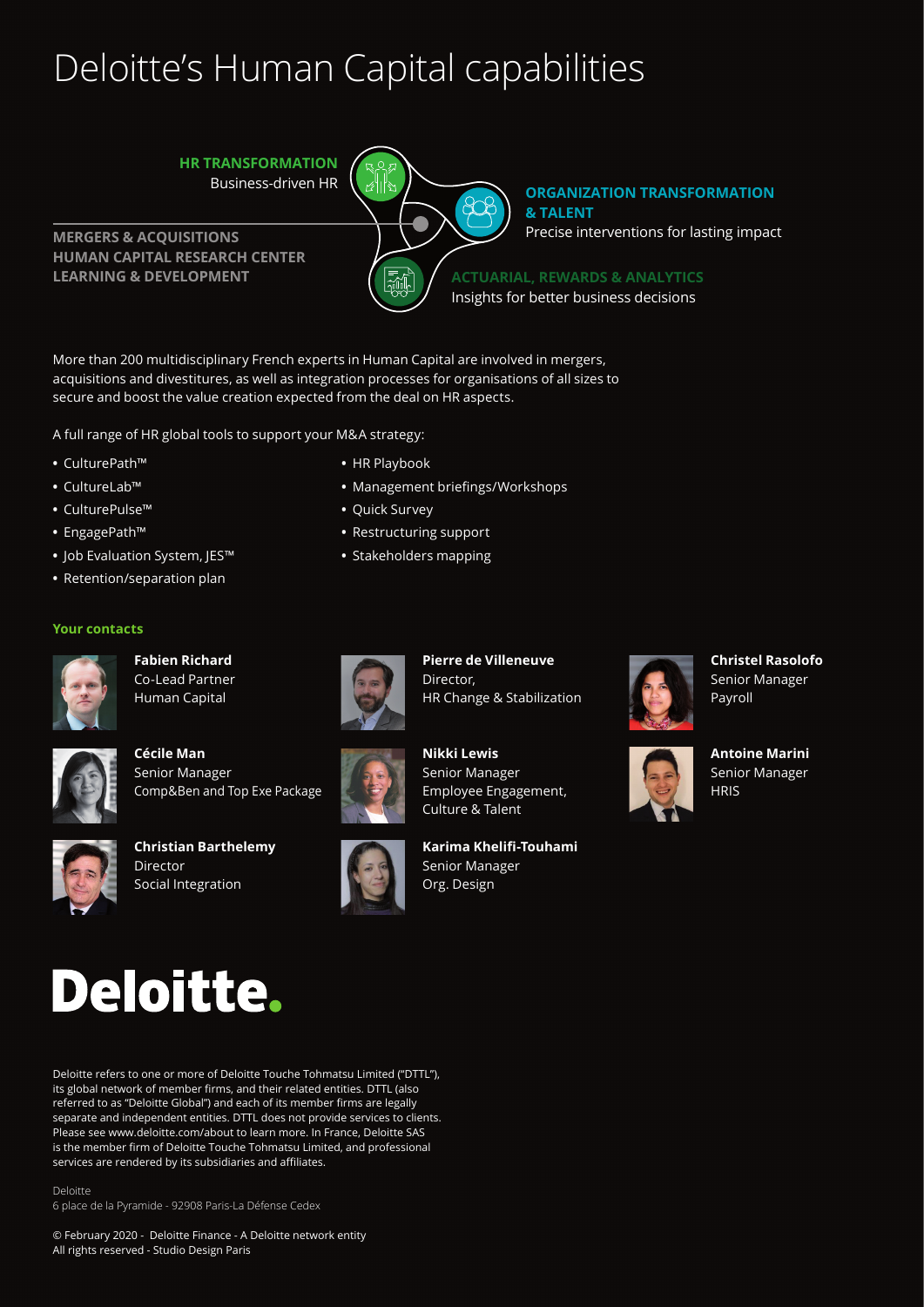# Deloitte's Human Capital capabilities

**HR TRANSFORMATION**
Business-driven HR

**ORGANIZATION TRANSFORMATION & TALENT**
Precise interventions for lasting impact

**MERGERS & ACQUISITIONS**
**HUMAN CAPITAL RESEARCH CENTER**
**LEARNING & DEVELOPMENT**

**ACTUARIAL, REWARDS & ANALYTICS**
Insights for better business decisions

More than 200 multidisciplinary French experts in Human Capital are involved in mergers, acquisitions and divestitures, as well as integration processes for organisations of all sizes to secure and boost the value creation expected from the deal on HR aspects.

A full range of HR global tools to support your M&A strategy:

- CulturePath™
- CultureLab™
- CulturePulse™
- EngagePath™
- Job Evaluation System, JES™
- Retention/separation plan
- HR Playbook
- Management briefings/Workshops
- Quick Survey
- Restructuring support
- Stakeholders mapping

**Your contacts**

**Fabien Richard**
Co-Lead Partner
Human Capital

**Cécile Man**
Senior Manager
Comp&Ben and Top Exe Package

**Christian Barthelemy**
Director
Social Integration

**Pierre de Villeneuve**
Director,
HR Change & Stabilization

**Nikki Lewis**
Senior Manager
Employee Engagement,
Culture & Talent

**Karima Khelifi-Touhami**
Senior Manager
Org. Design

**Christel Rasolofo**
Senior Manager
Payroll

**Antoine Marini**
Senior Manager
HRIS

Deloitte.

Deloitte refers to one or more of Deloitte Touche Tohmatsu Limited ("DTTL"), its global network of member firms, and their related entities. DTTL (also referred to as "Deloitte Global") and each of its member firms are legally separate and independent entities. DTTL does not provide services to clients. Please see www.deloitte.com/about to learn more. In France, Deloitte SAS is the member firm of Deloitte Touche Tohmatsu Limited, and professional services are rendered by its subsidiaries and affiliates.

Deloitte
6 place de la Pyramide - 92908 Paris-La Défense Cedex

© February 2020 - Deloitte Finance - A Deloitte network entity
All rights reserved - Studio Design Paris